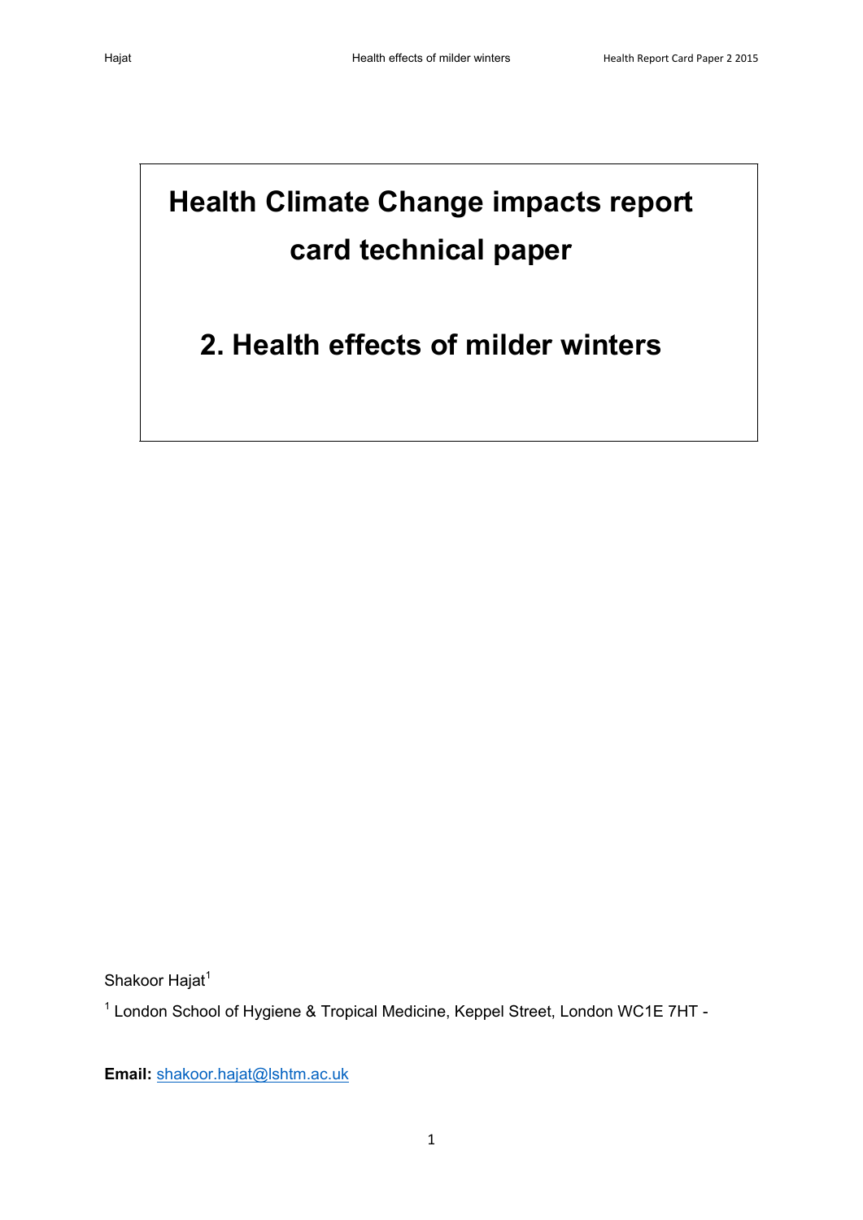# Health Climate Change impacts report card technical paper

## 2. Health effects of milder winters

Shakoor Hajat[1]

[1] London School of Hygiene & Tropical Medicine, Keppel Street, London WC1E 7HT -

**Email:** shakoor.hajat@lshtm.ac.uk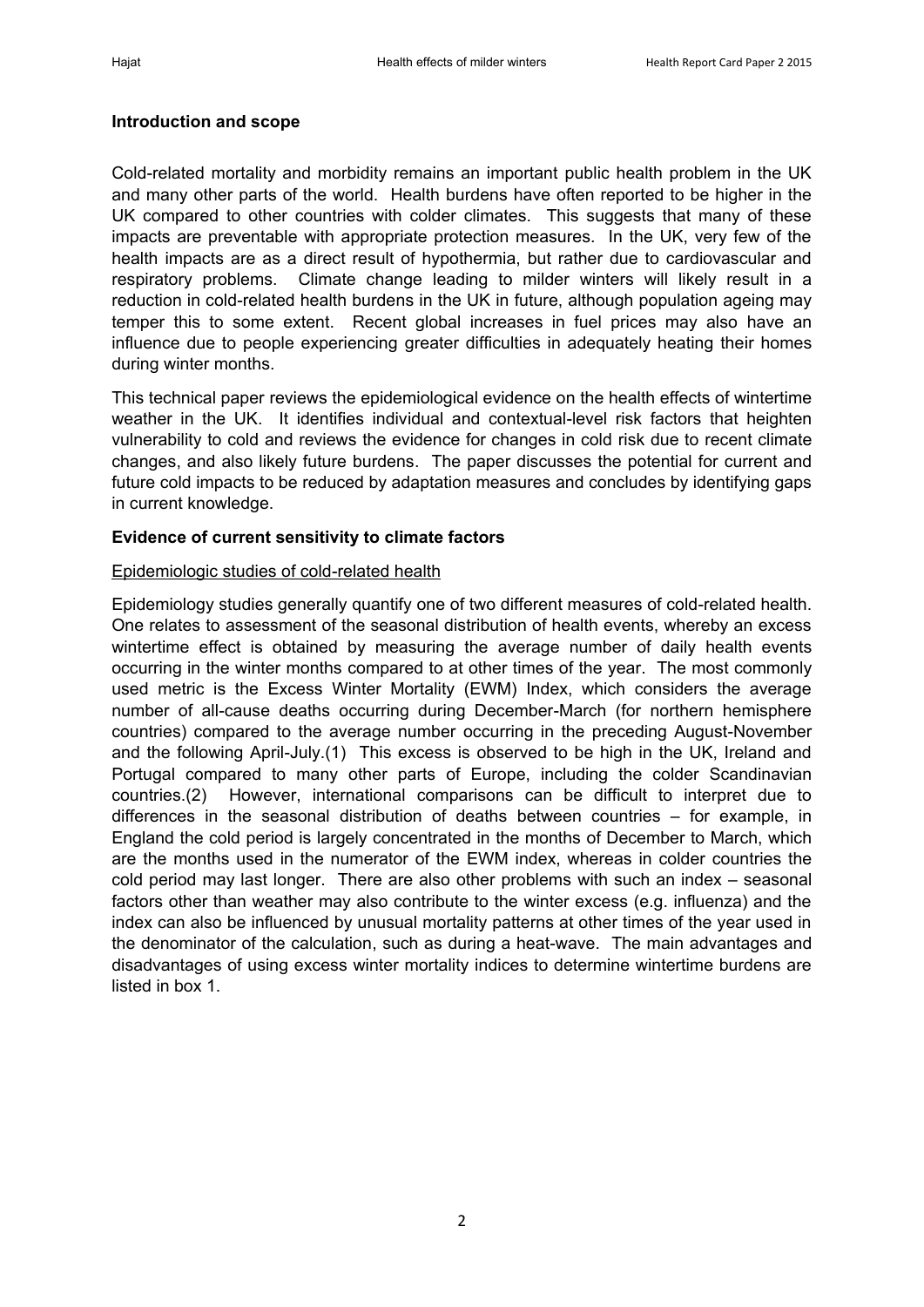## Introduction and scope

Cold-related mortality and morbidity remains an important public health problem in the UK and many other parts of the world. Health burdens have often reported to be higher in the UK compared to other countries with colder climates. This suggests that many of these impacts are preventable with appropriate protection measures. In the UK, very few of the health impacts are as a direct result of hypothermia, but rather due to cardiovascular and respiratory problems. Climate change leading to milder winters will likely result in a reduction in cold-related health burdens in the UK in future, although population ageing may temper this to some extent. Recent global increases in fuel prices may also have an influence due to people experiencing greater difficulties in adequately heating their homes during winter months.

This technical paper reviews the epidemiological evidence on the health effects of wintertime weather in the UK. It identifies individual and contextual-level risk factors that heighten vulnerability to cold and reviews the evidence for changes in cold risk due to recent climate changes, and also likely future burdens. The paper discusses the potential for current and future cold impacts to be reduced by adaptation measures and concludes by identifying gaps in current knowledge.

## Evidence of current sensitivity to climate factors

### Epidemiologic studies of cold-related health

Epidemiology studies generally quantify one of two different measures of cold-related health. One relates to assessment of the seasonal distribution of health events, whereby an excess wintertime effect is obtained by measuring the average number of daily health events occurring in the winter months compared to at other times of the year. The most commonly used metric is the Excess Winter Mortality (EWM) Index, which considers the average number of all-cause deaths occurring during December-March (for northern hemisphere countries) compared to the average number occurring in the preceding August-November and the following April-July.(1) This excess is observed to be high in the UK, Ireland and Portugal compared to many other parts of Europe, including the colder Scandinavian countries.(2) However, international comparisons can be difficult to interpret due to differences in the seasonal distribution of deaths between countries – for example, in England the cold period is largely concentrated in the months of December to March, which are the months used in the numerator of the EWM index, whereas in colder countries the cold period may last longer. There are also other problems with such an index – seasonal factors other than weather may also contribute to the winter excess (e.g. influenza) and the index can also be influenced by unusual mortality patterns at other times of the year used in the denominator of the calculation, such as during a heat-wave. The main advantages and disadvantages of using excess winter mortality indices to determine wintertime burdens are listed in box 1.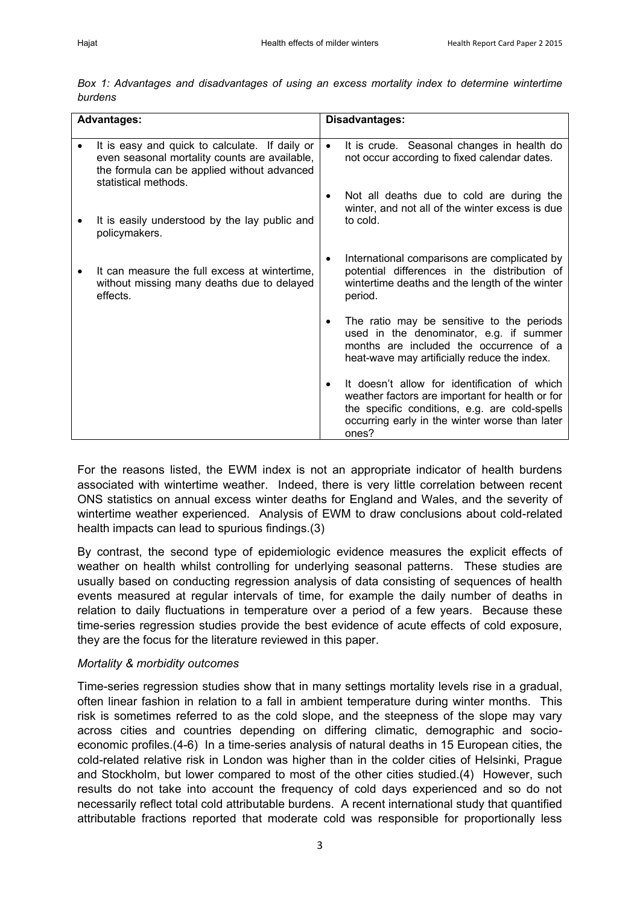*Box 1: Advantages and disadvantages of using an excess mortality index to determine wintertime burdens*

| Advantages: | Disadvantages: |
|---|---|
| • It is easy and quick to calculate. If daily or even seasonal mortality counts are available, the formula can be applied without advanced statistical methods.<br><br>• It is easily understood by the lay public and policymakers.<br><br>• It can measure the full excess at wintertime, without missing many deaths due to delayed effects. | • It is crude. Seasonal changes in health do not occur according to fixed calendar dates.<br><br>• Not all deaths due to cold are during the winter, and not all of the winter excess is due to cold.<br><br>• International comparisons are complicated by potential differences in the distribution of wintertime deaths and the length of the winter period.<br><br>• The ratio may be sensitive to the periods used in the denominator, e.g. if summer months are included the occurrence of a heat-wave may artificially reduce the index.<br><br>• It doesn't allow for identification of which weather factors are important for health or for the specific conditions, e.g. are cold-spells occurring early in the winter worse than later ones? |

For the reasons listed, the EWM index is not an appropriate indicator of health burdens associated with wintertime weather. Indeed, there is very little correlation between recent ONS statistics on annual excess winter deaths for England and Wales, and the severity of wintertime weather experienced. Analysis of EWM to draw conclusions about cold-related health impacts can lead to spurious findings.(3)

By contrast, the second type of epidemiologic evidence measures the explicit effects of weather on health whilst controlling for underlying seasonal patterns. These studies are usually based on conducting regression analysis of data consisting of sequences of health events measured at regular intervals of time, for example the daily number of deaths in relation to daily fluctuations in temperature over a period of a few years. Because these time-series regression studies provide the best evidence of acute effects of cold exposure, they are the focus for the literature reviewed in this paper.

*Mortality & morbidity outcomes*

Time-series regression studies show that in many settings mortality levels rise in a gradual, often linear fashion in relation to a fall in ambient temperature during winter months. This risk is sometimes referred to as the cold slope, and the steepness of the slope may vary across cities and countries depending on differing climatic, demographic and socio-economic profiles.(4-6) In a time-series analysis of natural deaths in 15 European cities, the cold-related relative risk in London was higher than in the colder cities of Helsinki, Prague and Stockholm, but lower compared to most of the other cities studied.(4) However, such results do not take into account the frequency of cold days experienced and so do not necessarily reflect total cold attributable burdens. A recent international study that quantified attributable fractions reported that moderate cold was responsible for proportionally less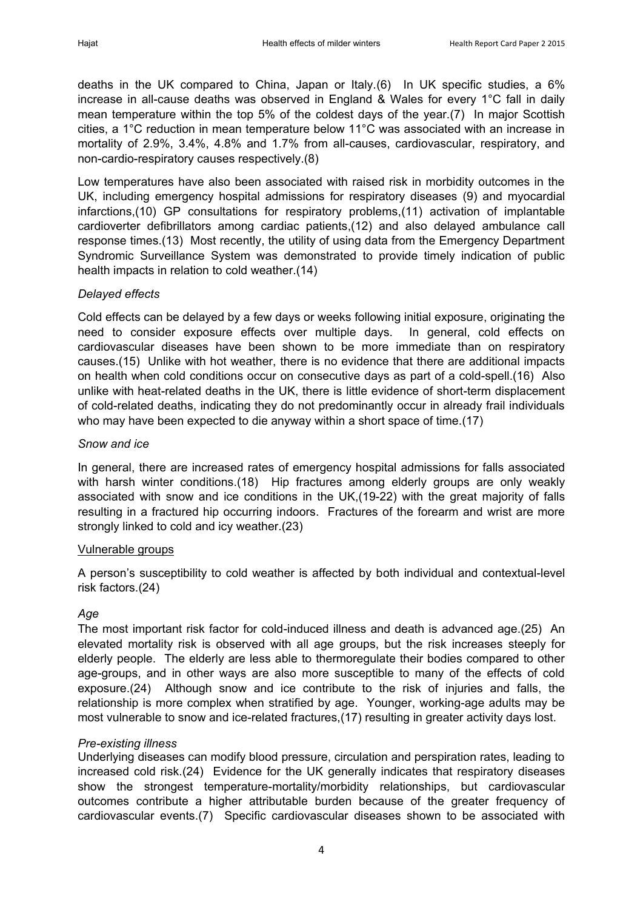deaths in the UK compared to China, Japan or Italy.(6) In UK specific studies, a 6% increase in all-cause deaths was observed in England & Wales for every 1°C fall in daily mean temperature within the top 5% of the coldest days of the year.(7) In major Scottish cities, a 1°C reduction in mean temperature below 11°C was associated with an increase in mortality of 2.9%, 3.4%, 4.8% and 1.7% from all-causes, cardiovascular, respiratory, and non-cardio-respiratory causes respectively.(8)

Low temperatures have also been associated with raised risk in morbidity outcomes in the UK, including emergency hospital admissions for respiratory diseases (9) and myocardial infarctions,(10) GP consultations for respiratory problems,(11) activation of implantable cardioverter defibrillators among cardiac patients,(12) and also delayed ambulance call response times.(13) Most recently, the utility of using data from the Emergency Department Syndromic Surveillance System was demonstrated to provide timely indication of public health impacts in relation to cold weather.(14)

*Delayed effects*

Cold effects can be delayed by a few days or weeks following initial exposure, originating the need to consider exposure effects over multiple days. In general, cold effects on cardiovascular diseases have been shown to be more immediate than on respiratory causes.(15) Unlike with hot weather, there is no evidence that there are additional impacts on health when cold conditions occur on consecutive days as part of a cold-spell.(16) Also unlike with heat-related deaths in the UK, there is little evidence of short-term displacement of cold-related deaths, indicating they do not predominantly occur in already frail individuals who may have been expected to die anyway within a short space of time.(17)

*Snow and ice*

In general, there are increased rates of emergency hospital admissions for falls associated with harsh winter conditions.(18) Hip fractures among elderly groups are only weakly associated with snow and ice conditions in the UK,(19-22) with the great majority of falls resulting in a fractured hip occurring indoors. Fractures of the forearm and wrist are more strongly linked to cold and icy weather.(23)

<u>Vulnerable groups</u>

A person's susceptibility to cold weather is affected by both individual and contextual-level risk factors.(24)

*Age*

The most important risk factor for cold-induced illness and death is advanced age.(25) An elevated mortality risk is observed with all age groups, but the risk increases steeply for elderly people. The elderly are less able to thermoregulate their bodies compared to other age-groups, and in other ways are also more susceptible to many of the effects of cold exposure.(24) Although snow and ice contribute to the risk of injuries and falls, the relationship is more complex when stratified by age. Younger, working-age adults may be most vulnerable to snow and ice-related fractures,(17) resulting in greater activity days lost.

*Pre-existing illness*

Underlying diseases can modify blood pressure, circulation and perspiration rates, leading to increased cold risk.(24) Evidence for the UK generally indicates that respiratory diseases show the strongest temperature-mortality/morbidity relationships, but cardiovascular outcomes contribute a higher attributable burden because of the greater frequency of cardiovascular events.(7) Specific cardiovascular diseases shown to be associated with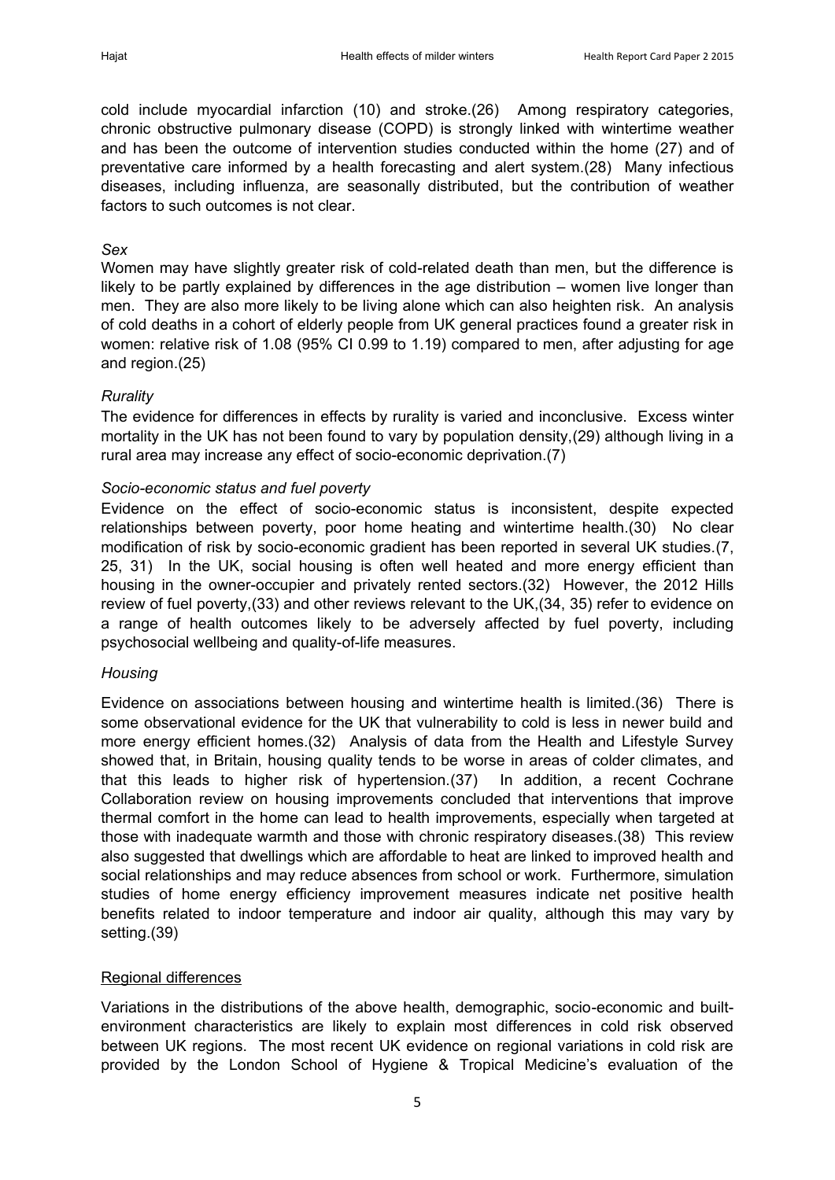cold include myocardial infarction (10) and stroke.(26) Among respiratory categories, chronic obstructive pulmonary disease (COPD) is strongly linked with wintertime weather and has been the outcome of intervention studies conducted within the home (27) and of preventative care informed by a health forecasting and alert system.(28) Many infectious diseases, including influenza, are seasonally distributed, but the contribution of weather factors to such outcomes is not clear.

*Sex*

Women may have slightly greater risk of cold-related death than men, but the difference is likely to be partly explained by differences in the age distribution – women live longer than men. They are also more likely to be living alone which can also heighten risk. An analysis of cold deaths in a cohort of elderly people from UK general practices found a greater risk in women: relative risk of 1.08 (95% CI 0.99 to 1.19) compared to men, after adjusting for age and region.(25)

*Rurality*

The evidence for differences in effects by rurality is varied and inconclusive. Excess winter mortality in the UK has not been found to vary by population density,(29) although living in a rural area may increase any effect of socio-economic deprivation.(7)

*Socio-economic status and fuel poverty*

Evidence on the effect of socio-economic status is inconsistent, despite expected relationships between poverty, poor home heating and wintertime health.(30) No clear modification of risk by socio-economic gradient has been reported in several UK studies.(7, 25, 31) In the UK, social housing is often well heated and more energy efficient than housing in the owner-occupier and privately rented sectors.(32) However, the 2012 Hills review of fuel poverty,(33) and other reviews relevant to the UK,(34, 35) refer to evidence on a range of health outcomes likely to be adversely affected by fuel poverty, including psychosocial wellbeing and quality-of-life measures.

*Housing*

Evidence on associations between housing and wintertime health is limited.(36) There is some observational evidence for the UK that vulnerability to cold is less in newer build and more energy efficient homes.(32) Analysis of data from the Health and Lifestyle Survey showed that, in Britain, housing quality tends to be worse in areas of colder climates, and that this leads to higher risk of hypertension.(37) In addition, a recent Cochrane Collaboration review on housing improvements concluded that interventions that improve thermal comfort in the home can lead to health improvements, especially when targeted at those with inadequate warmth and those with chronic respiratory diseases.(38) This review also suggested that dwellings which are affordable to heat are linked to improved health and social relationships and may reduce absences from school or work. Furthermore, simulation studies of home energy efficiency improvement measures indicate net positive health benefits related to indoor temperature and indoor air quality, although this may vary by setting.(39)

## Regional differences

Variations in the distributions of the above health, demographic, socio-economic and built-environment characteristics are likely to explain most differences in cold risk observed between UK regions. The most recent UK evidence on regional variations in cold risk are provided by the London School of Hygiene & Tropical Medicine's evaluation of the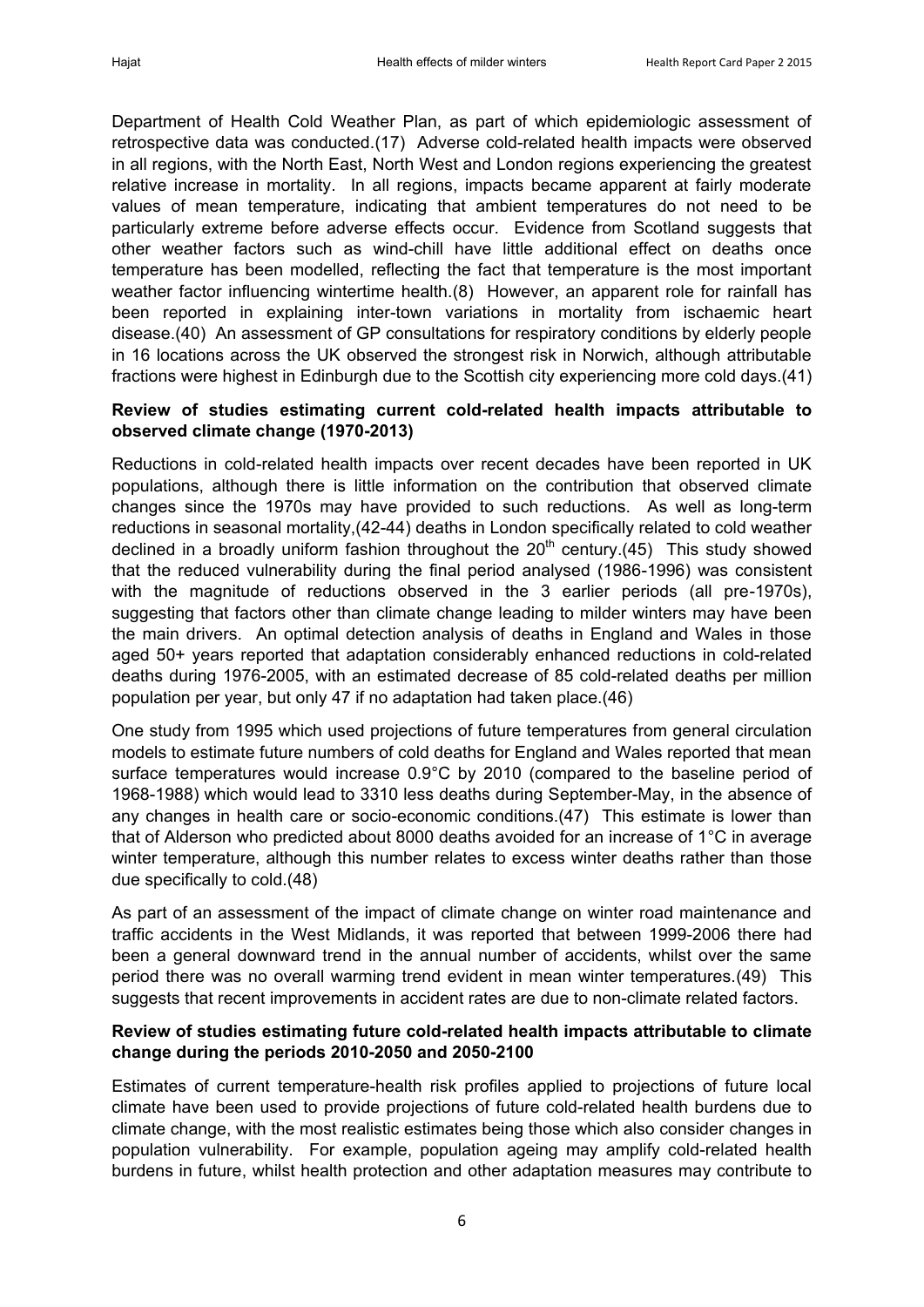Department of Health Cold Weather Plan, as part of which epidemiologic assessment of retrospective data was conducted.(17) Adverse cold-related health impacts were observed in all regions, with the North East, North West and London regions experiencing the greatest relative increase in mortality. In all regions, impacts became apparent at fairly moderate values of mean temperature, indicating that ambient temperatures do not need to be particularly extreme before adverse effects occur. Evidence from Scotland suggests that other weather factors such as wind-chill have little additional effect on deaths once temperature has been modelled, reflecting the fact that temperature is the most important weather factor influencing wintertime health.(8) However, an apparent role for rainfall has been reported in explaining inter-town variations in mortality from ischaemic heart disease.(40) An assessment of GP consultations for respiratory conditions by elderly people in 16 locations across the UK observed the strongest risk in Norwich, although attributable fractions were highest in Edinburgh due to the Scottish city experiencing more cold days.(41)

**Review of studies estimating current cold-related health impacts attributable to observed climate change (1970-2013)**

Reductions in cold-related health impacts over recent decades have been reported in UK populations, although there is little information on the contribution that observed climate changes since the 1970s may have provided to such reductions. As well as long-term reductions in seasonal mortality,(42-44) deaths in London specifically related to cold weather declined in a broadly uniform fashion throughout the 20th century.(45) This study showed that the reduced vulnerability during the final period analysed (1986-1996) was consistent with the magnitude of reductions observed in the 3 earlier periods (all pre-1970s), suggesting that factors other than climate change leading to milder winters may have been the main drivers. An optimal detection analysis of deaths in England and Wales in those aged 50+ years reported that adaptation considerably enhanced reductions in cold-related deaths during 1976-2005, with an estimated decrease of 85 cold-related deaths per million population per year, but only 47 if no adaptation had taken place.(46)

One study from 1995 which used projections of future temperatures from general circulation models to estimate future numbers of cold deaths for England and Wales reported that mean surface temperatures would increase 0.9°C by 2010 (compared to the baseline period of 1968-1988) which would lead to 3310 less deaths during September-May, in the absence of any changes in health care or socio-economic conditions.(47) This estimate is lower than that of Alderson who predicted about 8000 deaths avoided for an increase of 1°C in average winter temperature, although this number relates to excess winter deaths rather than those due specifically to cold.(48)

As part of an assessment of the impact of climate change on winter road maintenance and traffic accidents in the West Midlands, it was reported that between 1999-2006 there had been a general downward trend in the annual number of accidents, whilst over the same period there was no overall warming trend evident in mean winter temperatures.(49) This suggests that recent improvements in accident rates are due to non-climate related factors.

**Review of studies estimating future cold-related health impacts attributable to climate change during the periods 2010-2050 and 2050-2100**

Estimates of current temperature-health risk profiles applied to projections of future local climate have been used to provide projections of future cold-related health burdens due to climate change, with the most realistic estimates being those which also consider changes in population vulnerability. For example, population ageing may amplify cold-related health burdens in future, whilst health protection and other adaptation measures may contribute to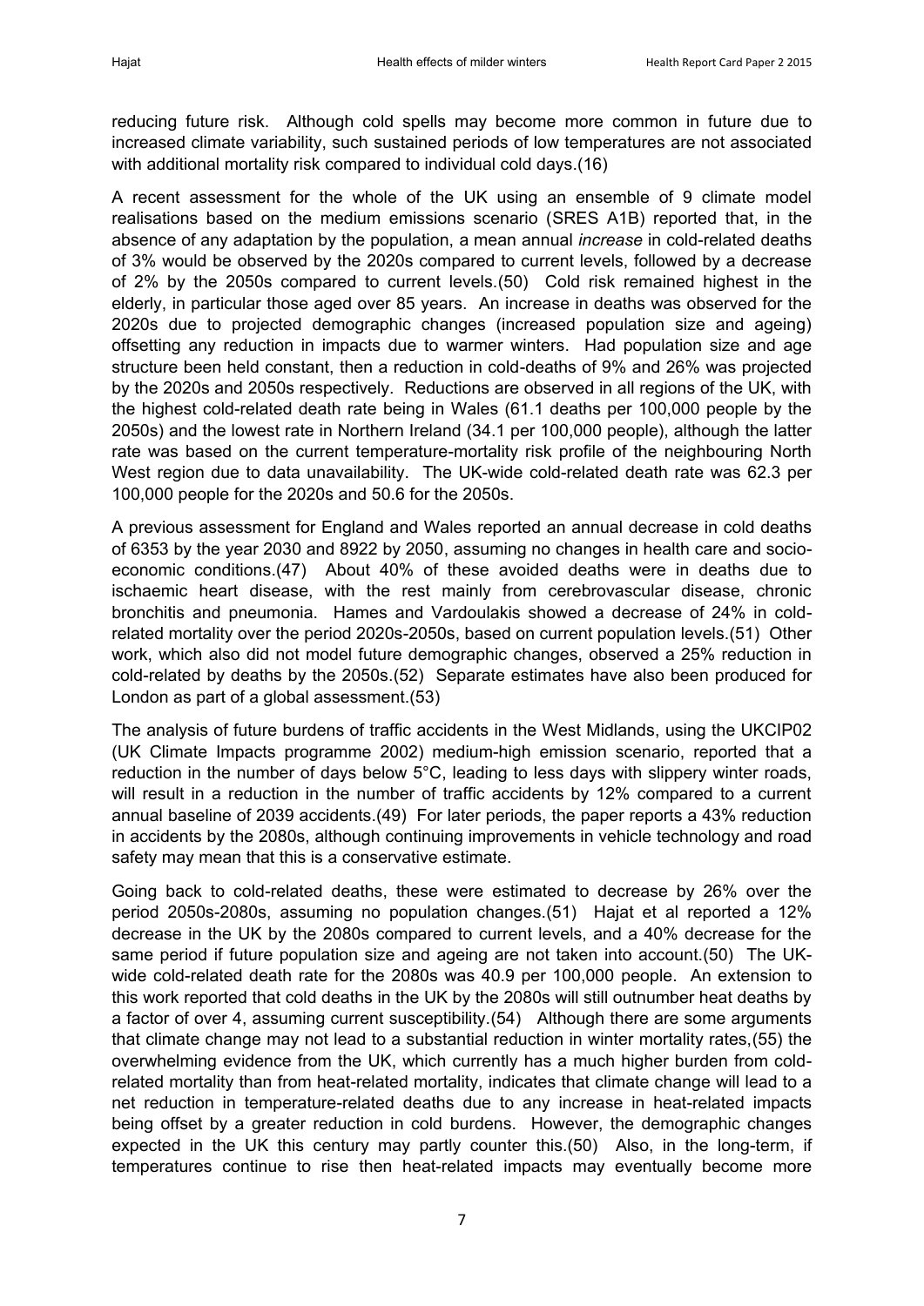reducing future risk. Although cold spells may become more common in future due to increased climate variability, such sustained periods of low temperatures are not associated with additional mortality risk compared to individual cold days.(16)

A recent assessment for the whole of the UK using an ensemble of 9 climate model realisations based on the medium emissions scenario (SRES A1B) reported that, in the absence of any adaptation by the population, a mean annual *increase* in cold-related deaths of 3% would be observed by the 2020s compared to current levels, followed by a decrease of 2% by the 2050s compared to current levels.(50) Cold risk remained highest in the elderly, in particular those aged over 85 years. An increase in deaths was observed for the 2020s due to projected demographic changes (increased population size and ageing) offsetting any reduction in impacts due to warmer winters. Had population size and age structure been held constant, then a reduction in cold-deaths of 9% and 26% was projected by the 2020s and 2050s respectively. Reductions are observed in all regions of the UK, with the highest cold-related death rate being in Wales (61.1 deaths per 100,000 people by the 2050s) and the lowest rate in Northern Ireland (34.1 per 100,000 people), although the latter rate was based on the current temperature-mortality risk profile of the neighbouring North West region due to data unavailability. The UK-wide cold-related death rate was 62.3 per 100,000 people for the 2020s and 50.6 for the 2050s.

A previous assessment for England and Wales reported an annual decrease in cold deaths of 6353 by the year 2030 and 8922 by 2050, assuming no changes in health care and socio-economic conditions.(47) About 40% of these avoided deaths were in deaths due to ischaemic heart disease, with the rest mainly from cerebrovascular disease, chronic bronchitis and pneumonia. Hames and Vardoulakis showed a decrease of 24% in cold-related mortality over the period 2020s-2050s, based on current population levels.(51) Other work, which also did not model future demographic changes, observed a 25% reduction in cold-related by deaths by the 2050s.(52) Separate estimates have also been produced for London as part of a global assessment.(53)

The analysis of future burdens of traffic accidents in the West Midlands, using the UKCIP02 (UK Climate Impacts programme 2002) medium-high emission scenario, reported that a reduction in the number of days below 5°C, leading to less days with slippery winter roads, will result in a reduction in the number of traffic accidents by 12% compared to a current annual baseline of 2039 accidents.(49) For later periods, the paper reports a 43% reduction in accidents by the 2080s, although continuing improvements in vehicle technology and road safety may mean that this is a conservative estimate.

Going back to cold-related deaths, these were estimated to decrease by 26% over the period 2050s-2080s, assuming no population changes.(51) Hajat et al reported a 12% decrease in the UK by the 2080s compared to current levels, and a 40% decrease for the same period if future population size and ageing are not taken into account.(50) The UK-wide cold-related death rate for the 2080s was 40.9 per 100,000 people. An extension to this work reported that cold deaths in the UK by the 2080s will still outnumber heat deaths by a factor of over 4, assuming current susceptibility.(54) Although there are some arguments that climate change may not lead to a substantial reduction in winter mortality rates,(55) the overwhelming evidence from the UK, which currently has a much higher burden from cold-related mortality than from heat-related mortality, indicates that climate change will lead to a net reduction in temperature-related deaths due to any increase in heat-related impacts being offset by a greater reduction in cold burdens. However, the demographic changes expected in the UK this century may partly counter this.(50) Also, in the long-term, if temperatures continue to rise then heat-related impacts may eventually become more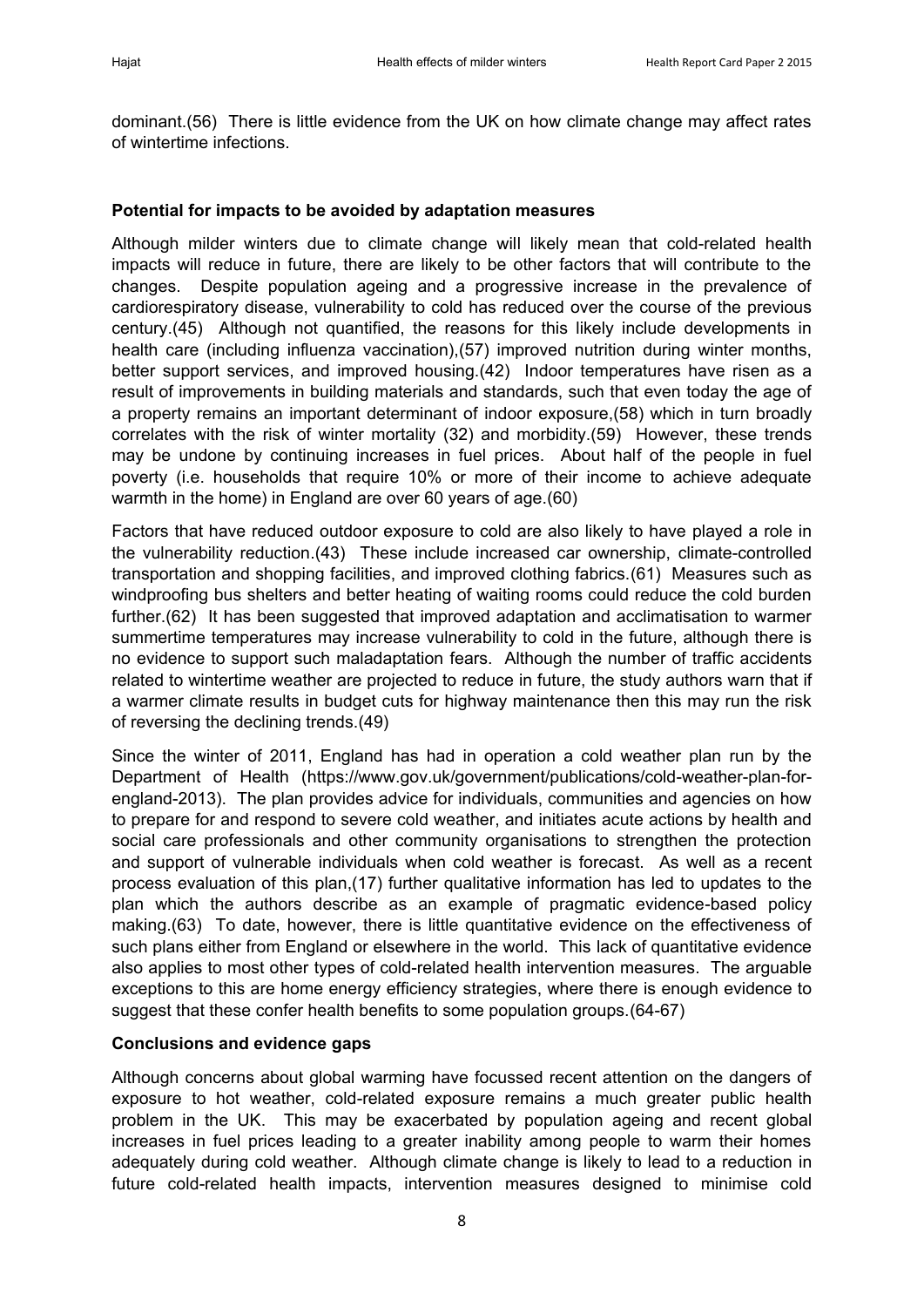dominant.(56) There is little evidence from the UK on how climate change may affect rates of wintertime infections.

**Potential for impacts to be avoided by adaptation measures**

Although milder winters due to climate change will likely mean that cold-related health impacts will reduce in future, there are likely to be other factors that will contribute to the changes. Despite population ageing and a progressive increase in the prevalence of cardiorespiratory disease, vulnerability to cold has reduced over the course of the previous century.(45) Although not quantified, the reasons for this likely include developments in health care (including influenza vaccination),(57) improved nutrition during winter months, better support services, and improved housing.(42) Indoor temperatures have risen as a result of improvements in building materials and standards, such that even today the age of a property remains an important determinant of indoor exposure,(58) which in turn broadly correlates with the risk of winter mortality (32) and morbidity.(59) However, these trends may be undone by continuing increases in fuel prices. About half of the people in fuel poverty (i.e. households that require 10% or more of their income to achieve adequate warmth in the home) in England are over 60 years of age.(60)

Factors that have reduced outdoor exposure to cold are also likely to have played a role in the vulnerability reduction.(43) These include increased car ownership, climate-controlled transportation and shopping facilities, and improved clothing fabrics.(61) Measures such as windproofing bus shelters and better heating of waiting rooms could reduce the cold burden further.(62) It has been suggested that improved adaptation and acclimatisation to warmer summertime temperatures may increase vulnerability to cold in the future, although there is no evidence to support such maladaptation fears. Although the number of traffic accidents related to wintertime weather are projected to reduce in future, the study authors warn that if a warmer climate results in budget cuts for highway maintenance then this may run the risk of reversing the declining trends.(49)

Since the winter of 2011, England has had in operation a cold weather plan run by the Department of Health (https://www.gov.uk/government/publications/cold-weather-plan-for-england-2013). The plan provides advice for individuals, communities and agencies on how to prepare for and respond to severe cold weather, and initiates acute actions by health and social care professionals and other community organisations to strengthen the protection and support of vulnerable individuals when cold weather is forecast. As well as a recent process evaluation of this plan,(17) further qualitative information has led to updates to the plan which the authors describe as an example of pragmatic evidence-based policy making.(63) To date, however, there is little quantitative evidence on the effectiveness of such plans either from England or elsewhere in the world. This lack of quantitative evidence also applies to most other types of cold-related health intervention measures. The arguable exceptions to this are home energy efficiency strategies, where there is enough evidence to suggest that these confer health benefits to some population groups.(64-67)

**Conclusions and evidence gaps**

Although concerns about global warming have focussed recent attention on the dangers of exposure to hot weather, cold-related exposure remains a much greater public health problem in the UK. This may be exacerbated by population ageing and recent global increases in fuel prices leading to a greater inability among people to warm their homes adequately during cold weather. Although climate change is likely to lead to a reduction in future cold-related health impacts, intervention measures designed to minimise cold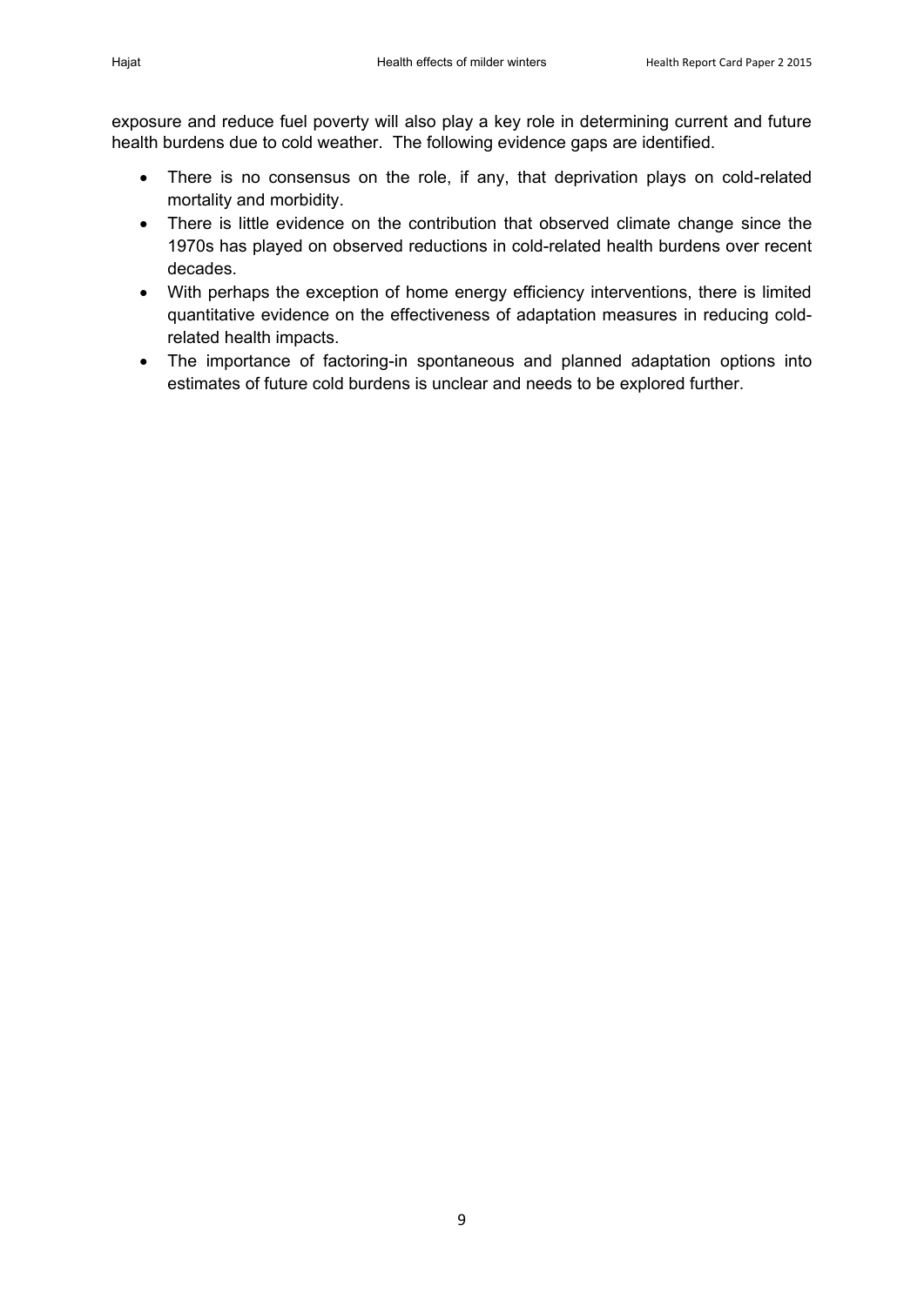exposure and reduce fuel poverty will also play a key role in determining current and future health burdens due to cold weather. The following evidence gaps are identified.

- There is no consensus on the role, if any, that deprivation plays on cold-related mortality and morbidity.
- There is little evidence on the contribution that observed climate change since the 1970s has played on observed reductions in cold-related health burdens over recent decades.
- With perhaps the exception of home energy efficiency interventions, there is limited quantitative evidence on the effectiveness of adaptation measures in reducing cold-related health impacts.
- The importance of factoring-in spontaneous and planned adaptation options into estimates of future cold burdens is unclear and needs to be explored further.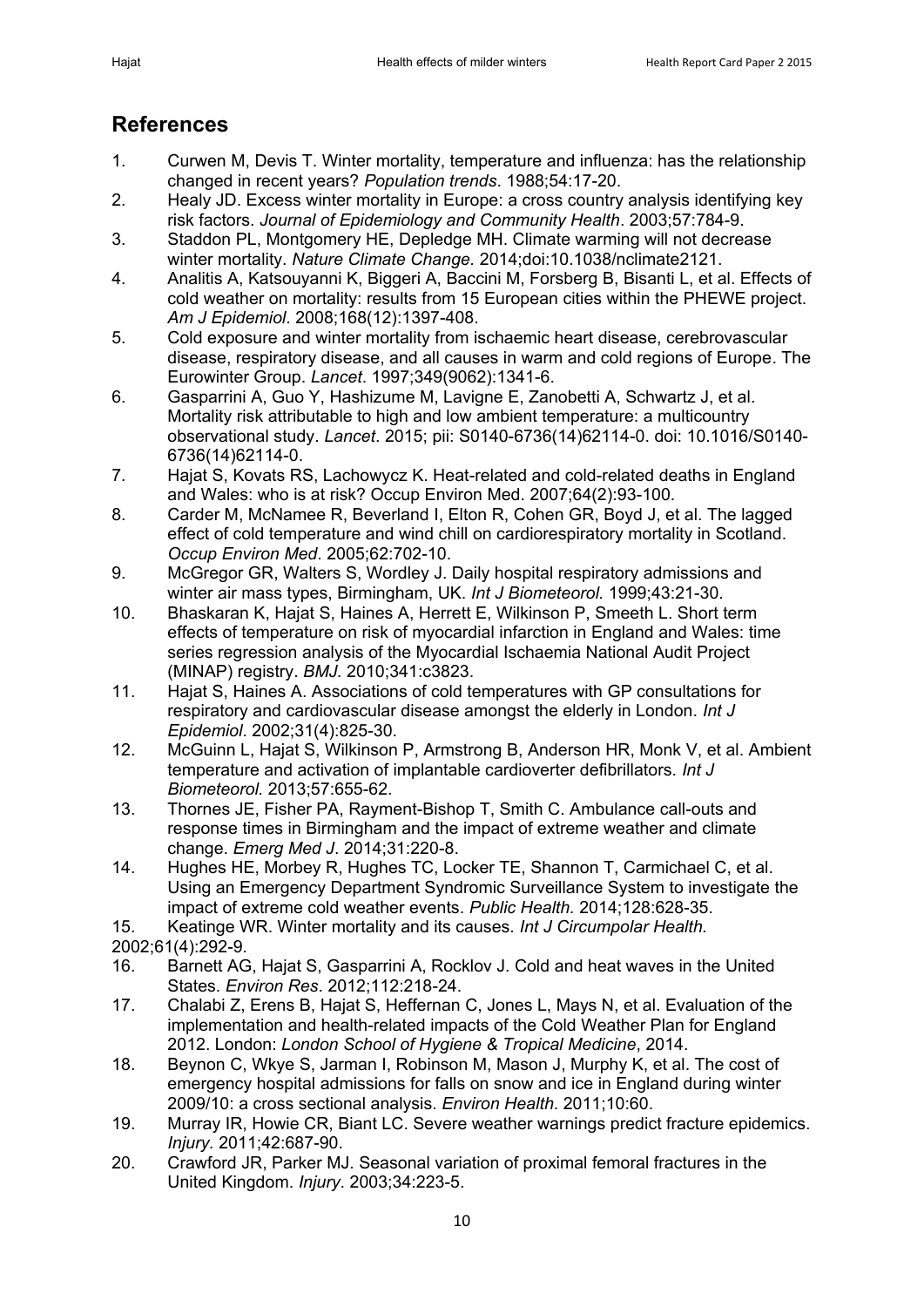## References

1. Curwen M, Devis T. Winter mortality, temperature and influenza: has the relationship changed in recent years? *Population trends*. 1988;54:17-20.
2. Healy JD. Excess winter mortality in Europe: a cross country analysis identifying key risk factors. *Journal of Epidemiology and Community Health*. 2003;57:784-9.
3. Staddon PL, Montgomery HE, Depledge MH. Climate warming will not decrease winter mortality. *Nature Climate Change.* 2014;doi:10.1038/nclimate2121.
4. Analitis A, Katsouyanni K, Biggeri A, Baccini M, Forsberg B, Bisanti L, et al. Effects of cold weather on mortality: results from 15 European cities within the PHEWE project. *Am J Epidemiol*. 2008;168(12):1397-408.
5. Cold exposure and winter mortality from ischaemic heart disease, cerebrovascular disease, respiratory disease, and all causes in warm and cold regions of Europe. The Eurowinter Group. *Lancet*. 1997;349(9062):1341-6.
6. Gasparrini A, Guo Y, Hashizume M, Lavigne E, Zanobetti A, Schwartz J, et al. Mortality risk attributable to high and low ambient temperature: a multicountry observational study. *Lancet*. 2015; pii: S0140-6736(14)62114-0. doi: 10.1016/S0140-6736(14)62114-0.
7. Hajat S, Kovats RS, Lachowycz K. Heat-related and cold-related deaths in England and Wales: who is at risk? Occup Environ Med. 2007;64(2):93-100.
8. Carder M, McNamee R, Beverland I, Elton R, Cohen GR, Boyd J, et al. The lagged effect of cold temperature and wind chill on cardiorespiratory mortality in Scotland. *Occup Environ Med*. 2005;62:702-10.
9. McGregor GR, Walters S, Wordley J. Daily hospital respiratory admissions and winter air mass types, Birmingham, UK. *Int J Biometeorol.* 1999;43:21-30.
10. Bhaskaran K, Hajat S, Haines A, Herrett E, Wilkinson P, Smeeth L. Short term effects of temperature on risk of myocardial infarction in England and Wales: time series regression analysis of the Myocardial Ischaemia National Audit Project (MINAP) registry. *BMJ.* 2010;341:c3823.
11. Hajat S, Haines A. Associations of cold temperatures with GP consultations for respiratory and cardiovascular disease amongst the elderly in London. *Int J Epidemiol*. 2002;31(4):825-30.
12. McGuinn L, Hajat S, Wilkinson P, Armstrong B, Anderson HR, Monk V, et al. Ambient temperature and activation of implantable cardioverter defibrillators. *Int J Biometeorol.* 2013;57:655-62.
13. Thornes JE, Fisher PA, Rayment-Bishop T, Smith C. Ambulance call-outs and response times in Birmingham and the impact of extreme weather and climate change. *Emerg Med J*. 2014;31:220-8.
14. Hughes HE, Morbey R, Hughes TC, Locker TE, Shannon T, Carmichael C, et al. Using an Emergency Department Syndromic Surveillance System to investigate the impact of extreme cold weather events. *Public Health.* 2014;128:628-35.
15. Keatinge WR. Winter mortality and its causes. *Int J Circumpolar Health.* 2002;61(4):292-9.
16. Barnett AG, Hajat S, Gasparrini A, Rocklov J. Cold and heat waves in the United States. *Environ Res*. 2012;112:218-24.
17. Chalabi Z, Erens B, Hajat S, Heffernan C, Jones L, Mays N, et al. Evaluation of the implementation and health-related impacts of the Cold Weather Plan for England 2012. London: *London School of Hygiene & Tropical Medicine*, 2014.
18. Beynon C, Wkye S, Jarman I, Robinson M, Mason J, Murphy K, et al. The cost of emergency hospital admissions for falls on snow and ice in England during winter 2009/10: a cross sectional analysis. *Environ Health*. 2011;10:60.
19. Murray IR, Howie CR, Biant LC. Severe weather warnings predict fracture epidemics. *Injury.* 2011;42:687-90.
20. Crawford JR, Parker MJ. Seasonal variation of proximal femoral fractures in the United Kingdom. *Injury*. 2003;34:223-5.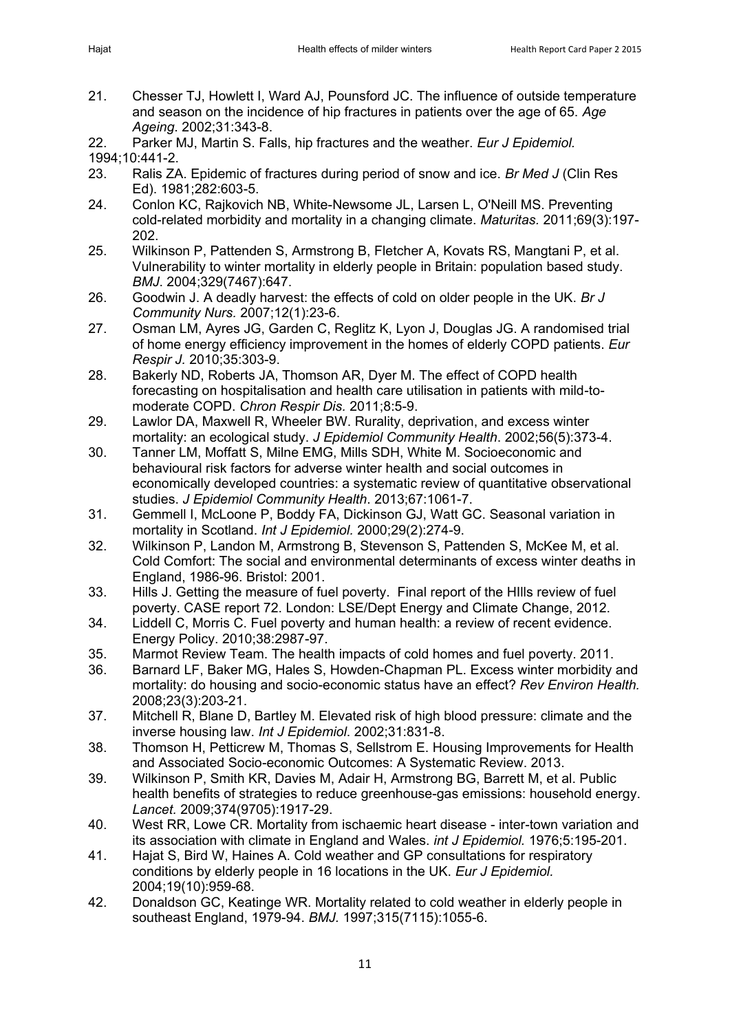21. Chesser TJ, Howlett I, Ward AJ, Pounsford JC. The influence of outside temperature and season on the incidence of hip fractures in patients over the age of 65. *Age Ageing*. 2002;31:343-8.
22. Parker MJ, Martin S. Falls, hip fractures and the weather. *Eur J Epidemiol.* 1994;10:441-2.
23. Ralis ZA. Epidemic of fractures during period of snow and ice. *Br Med J* (Clin Res Ed). 1981;282:603-5.
24. Conlon KC, Rajkovich NB, White-Newsome JL, Larsen L, O'Neill MS. Preventing cold-related morbidity and mortality in a changing climate. *Maturitas.* 2011;69(3):197-202.
25. Wilkinson P, Pattenden S, Armstrong B, Fletcher A, Kovats RS, Mangtani P, et al. Vulnerability to winter mortality in elderly people in Britain: population based study. *BMJ*. 2004;329(7467):647.
26. Goodwin J. A deadly harvest: the effects of cold on older people in the UK. *Br J Community Nurs.* 2007;12(1):23-6.
27. Osman LM, Ayres JG, Garden C, Reglitz K, Lyon J, Douglas JG. A randomised trial of home energy efficiency improvement in the homes of elderly COPD patients. *Eur Respir J.* 2010;35:303-9.
28. Bakerly ND, Roberts JA, Thomson AR, Dyer M. The effect of COPD health forecasting on hospitalisation and health care utilisation in patients with mild-to-moderate COPD. *Chron Respir Dis.* 2011;8:5-9.
29. Lawlor DA, Maxwell R, Wheeler BW. Rurality, deprivation, and excess winter mortality: an ecological study. *J Epidemiol Community Health*. 2002;56(5):373-4.
30. Tanner LM, Moffatt S, Milne EMG, Mills SDH, White M. Socioeconomic and behavioural risk factors for adverse winter health and social outcomes in economically developed countries: a systematic review of quantitative observational studies. *J Epidemiol Community Health*. 2013;67:1061-7.
31. Gemmell I, McLoone P, Boddy FA, Dickinson GJ, Watt GC. Seasonal variation in mortality in Scotland. *Int J Epidemiol.* 2000;29(2):274-9.
32. Wilkinson P, Landon M, Armstrong B, Stevenson S, Pattenden S, McKee M, et al. Cold Comfort: The social and environmental determinants of excess winter deaths in England, 1986-96. Bristol: 2001.
33. Hills J. Getting the measure of fuel poverty. Final report of the HIlls review of fuel poverty. CASE report 72. London: LSE/Dept Energy and Climate Change, 2012.
34. Liddell C, Morris C. Fuel poverty and human health: a review of recent evidence. Energy Policy. 2010;38:2987-97.
35. Marmot Review Team. The health impacts of cold homes and fuel poverty. 2011.
36. Barnard LF, Baker MG, Hales S, Howden-Chapman PL. Excess winter morbidity and mortality: do housing and socio-economic status have an effect? *Rev Environ Health.* 2008;23(3):203-21.
37. Mitchell R, Blane D, Bartley M. Elevated risk of high blood pressure: climate and the inverse housing law. *Int J Epidemiol*. 2002;31:831-8.
38. Thomson H, Petticrew M, Thomas S, Sellstrom E. Housing Improvements for Health and Associated Socio-economic Outcomes: A Systematic Review. 2013.
39. Wilkinson P, Smith KR, Davies M, Adair H, Armstrong BG, Barrett M, et al. Public health benefits of strategies to reduce greenhouse-gas emissions: household energy. *Lancet.* 2009;374(9705):1917-29.
40. West RR, Lowe CR. Mortality from ischaemic heart disease - inter-town variation and its association with climate in England and Wales. *int J Epidemiol.* 1976;5:195-201.
41. Hajat S, Bird W, Haines A. Cold weather and GP consultations for respiratory conditions by elderly people in 16 locations in the UK. *Eur J Epidemiol.* 2004;19(10):959-68.
42. Donaldson GC, Keatinge WR. Mortality related to cold weather in elderly people in southeast England, 1979-94. *BMJ.* 1997;315(7115):1055-6.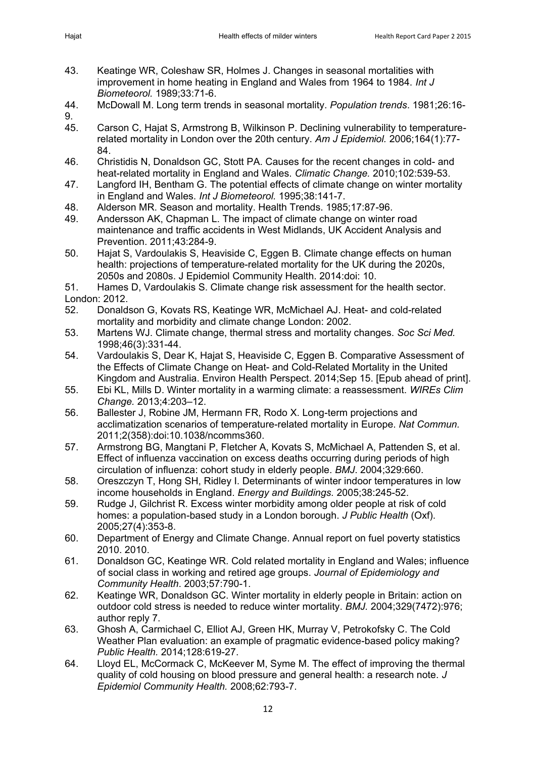43. Keatinge WR, Coleshaw SR, Holmes J. Changes in seasonal mortalities with improvement in home heating in England and Wales from 1964 to 1984. *Int J Biometeorol.* 1989;33:71-6.
44. McDowall M. Long term trends in seasonal mortality. *Population trends*. 1981;26:16-9.
45. Carson C, Hajat S, Armstrong B, Wilkinson P. Declining vulnerability to temperature-related mortality in London over the 20th century. *Am J Epidemiol.* 2006;164(1):77-84.
46. Christidis N, Donaldson GC, Stott PA. Causes for the recent changes in cold- and heat-related mortality in England and Wales. *Climatic Change.* 2010;102:539-53.
47. Langford IH, Bentham G. The potential effects of climate change on winter mortality in England and Wales. *Int J Biometeorol.* 1995;38:141-7.
48. Alderson MR. Season and mortality. Health Trends. 1985;17:87-96.
49. Andersson AK, Chapman L. The impact of climate change on winter road maintenance and traffic accidents in West Midlands, UK Accident Analysis and Prevention. 2011;43:284-9.
50. Hajat S, Vardoulakis S, Heaviside C, Eggen B. Climate change effects on human health: projections of temperature-related mortality for the UK during the 2020s, 2050s and 2080s. J Epidemiol Community Health. 2014:doi: 10.
51. Hames D, Vardoulakis S. Climate change risk assessment for the health sector. London: 2012.
52. Donaldson G, Kovats RS, Keatinge WR, McMichael AJ. Heat- and cold-related mortality and morbidity and climate change London: 2002.
53. Martens WJ. Climate change, thermal stress and mortality changes. *Soc Sci Med.* 1998;46(3):331-44.
54. Vardoulakis S, Dear K, Hajat S, Heaviside C, Eggen B. Comparative Assessment of the Effects of Climate Change on Heat- and Cold-Related Mortality in the United Kingdom and Australia. Environ Health Perspect. 2014;Sep 15. [Epub ahead of print].
55. Ebi KL, Mills D. Winter mortality in a warming climate: a reassessment. *WIREs Clim Change.* 2013;4:203–12.
56. Ballester J, Robine JM, Hermann FR, Rodo X. Long-term projections and acclimatization scenarios of temperature-related mortality in Europe*. Nat Commun*. 2011;2(358):doi:10.1038/ncomms360.
57. Armstrong BG, Mangtani P, Fletcher A, Kovats S, McMichael A, Pattenden S, et al. Effect of influenza vaccination on excess deaths occurring during periods of high circulation of influenza: cohort study in elderly people. *BMJ*. 2004;329:660.
58. Oreszczyn T, Hong SH, Ridley I. Determinants of winter indoor temperatures in low income households in England. *Energy and Buildings.* 2005;38:245-52.
59. Rudge J, Gilchrist R. Excess winter morbidity among older people at risk of cold homes: a population-based study in a London borough. *J Public Health* (Oxf). 2005;27(4):353-8.
60. Department of Energy and Climate Change. Annual report on fuel poverty statistics 2010. 2010.
61. Donaldson GC, Keatinge WR. Cold related mortality in England and Wales; influence of social class in working and retired age groups. *Journal of Epidemiology and Community Health*. 2003;57:790-1.
62. Keatinge WR, Donaldson GC. Winter mortality in elderly people in Britain: action on outdoor cold stress is needed to reduce winter mortality. *BMJ.* 2004;329(7472):976; author reply 7.
63. Ghosh A, Carmichael C, Elliot AJ, Green HK, Murray V, Petrokofsky C. The Cold Weather Plan evaluation: an example of pragmatic evidence-based policy making? *Public Health.* 2014;128:619-27.
64. Lloyd EL, McCormack C, McKeever M, Syme M. The effect of improving the thermal quality of cold housing on blood pressure and general health: a research note. *J Epidemiol Community Health.* 2008;62:793-7.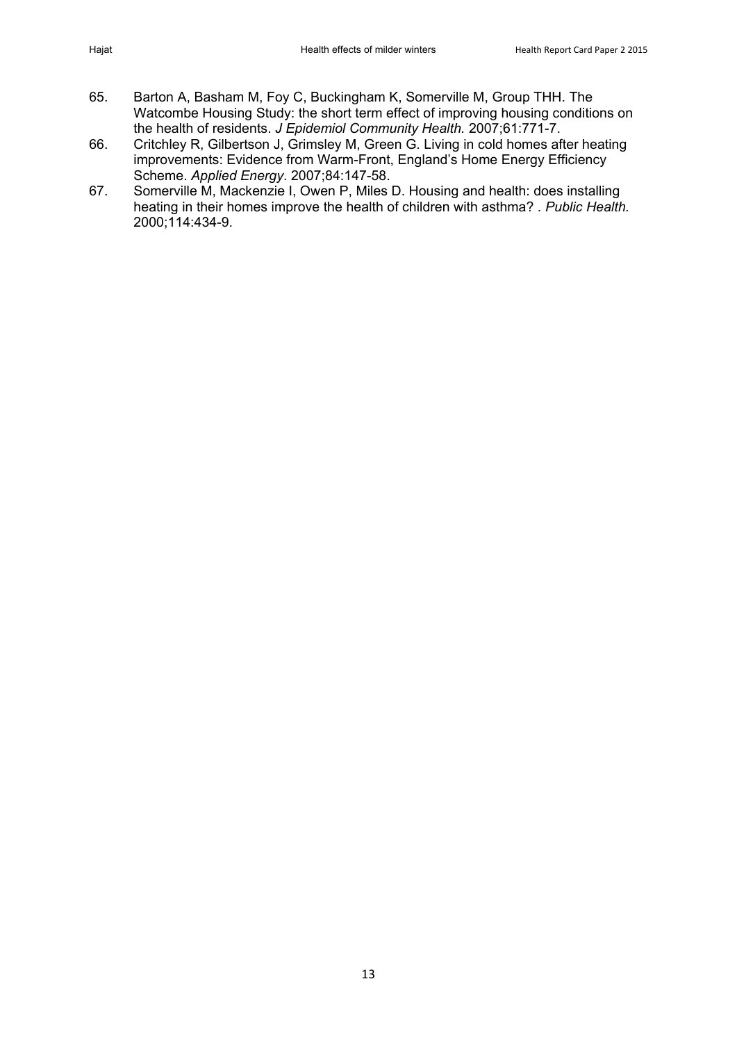65. Barton A, Basham M, Foy C, Buckingham K, Somerville M, Group THH. The Watcombe Housing Study: the short term effect of improving housing conditions on the health of residents. *J Epidemiol Community Health.* 2007;61:771-7.
66. Critchley R, Gilbertson J, Grimsley M, Green G. Living in cold homes after heating improvements: Evidence from Warm-Front, England's Home Energy Efficiency Scheme. *Applied Energy*. 2007;84:147-58.
67. Somerville M, Mackenzie I, Owen P, Miles D. Housing and health: does installing heating in their homes improve the health of children with asthma? . *Public Health.* 2000;114:434-9.